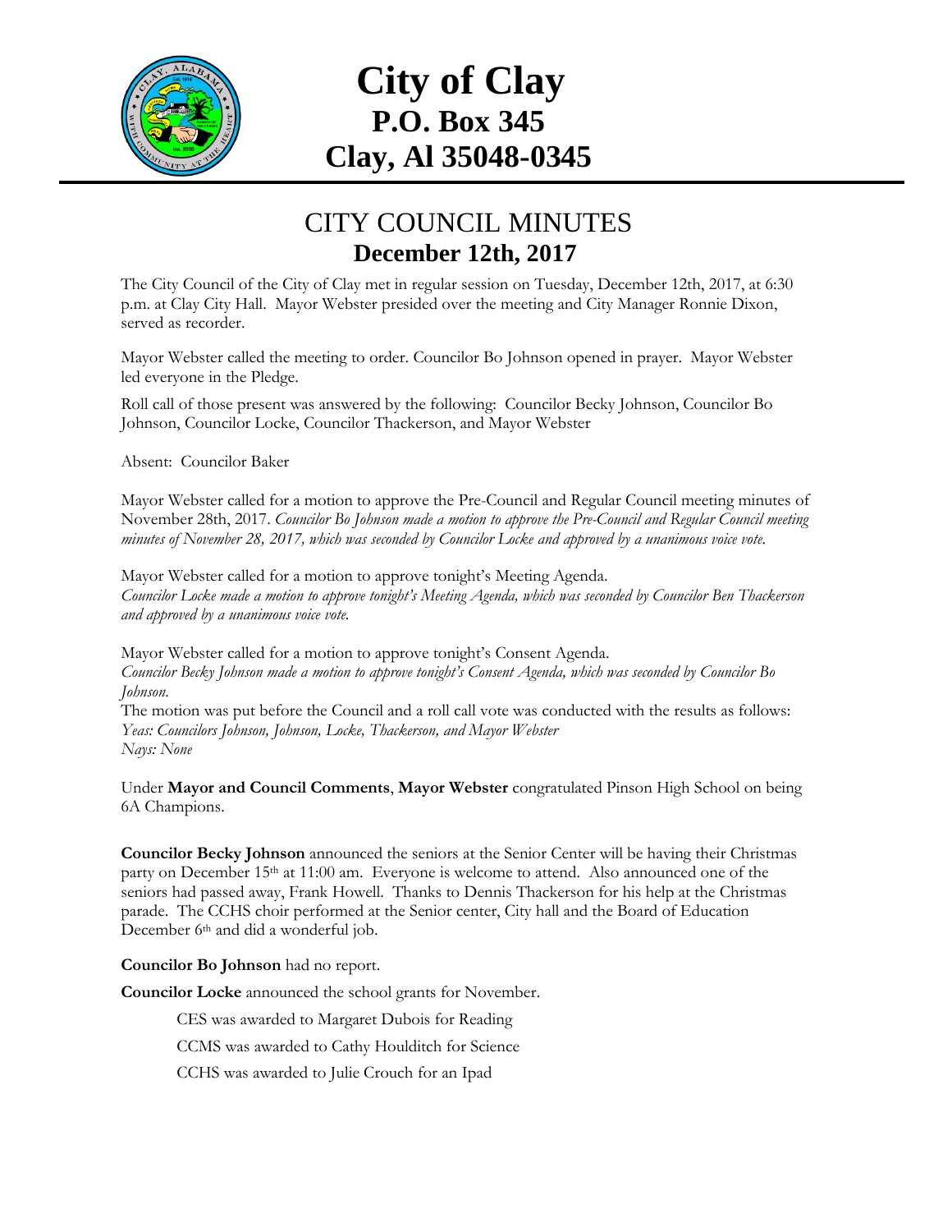# City of Clay
## P.O. Box 345
## Clay, Al 35048-0345

## CITY COUNCIL MINUTES
### December 12th, 2017

The City Council of the City of Clay met in regular session on Tuesday, December 12th, 2017, at 6:30 p.m. at Clay City Hall. Mayor Webster presided over the meeting and City Manager Ronnie Dixon, served as recorder.

Mayor Webster called the meeting to order. Councilor Bo Johnson opened in prayer. Mayor Webster led everyone in the Pledge.

Roll call of those present was answered by the following: Councilor Becky Johnson, Councilor Bo Johnson, Councilor Locke, Councilor Thackerson, and Mayor Webster

Absent: Councilor Baker

Mayor Webster called for a motion to approve the Pre-Council and Regular Council meeting minutes of November 28th, 2017. *Councilor Bo Johnson made a motion to approve the Pre-Council and Regular Council meeting minutes of November 28, 2017, which was seconded by Councilor Locke and approved by a unanimous voice vote.*

Mayor Webster called for a motion to approve tonight's Meeting Agenda.
*Councilor Locke made a motion to approve tonight's Meeting Agenda, which was seconded by Councilor Ben Thackerson and approved by a unanimous voice vote.*

Mayor Webster called for a motion to approve tonight's Consent Agenda.
*Councilor Becky Johnson made a motion to approve tonight's Consent Agenda, which was seconded by Councilor Bo Johnson.*
The motion was put before the Council and a roll call vote was conducted with the results as follows:
*Yeas: Councilors Johnson, Johnson, Locke, Thackerson, and Mayor Webster*
*Nays: None*

Under **Mayor and Council Comments**, **Mayor Webster** congratulated Pinson High School on being 6A Champions.

**Councilor Becky Johnson** announced the seniors at the Senior Center will be having their Christmas party on December 15th at 11:00 am. Everyone is welcome to attend. Also announced one of the seniors had passed away, Frank Howell. Thanks to Dennis Thackerson for his help at the Christmas parade. The CCHS choir performed at the Senior center, City hall and the Board of Education December 6th and did a wonderful job.

**Councilor Bo Johnson** had no report.

**Councilor Locke** announced the school grants for November.

CES was awarded to Margaret Dubois for Reading

CCMS was awarded to Cathy Houlditch for Science

CCHS was awarded to Julie Crouch for an Ipad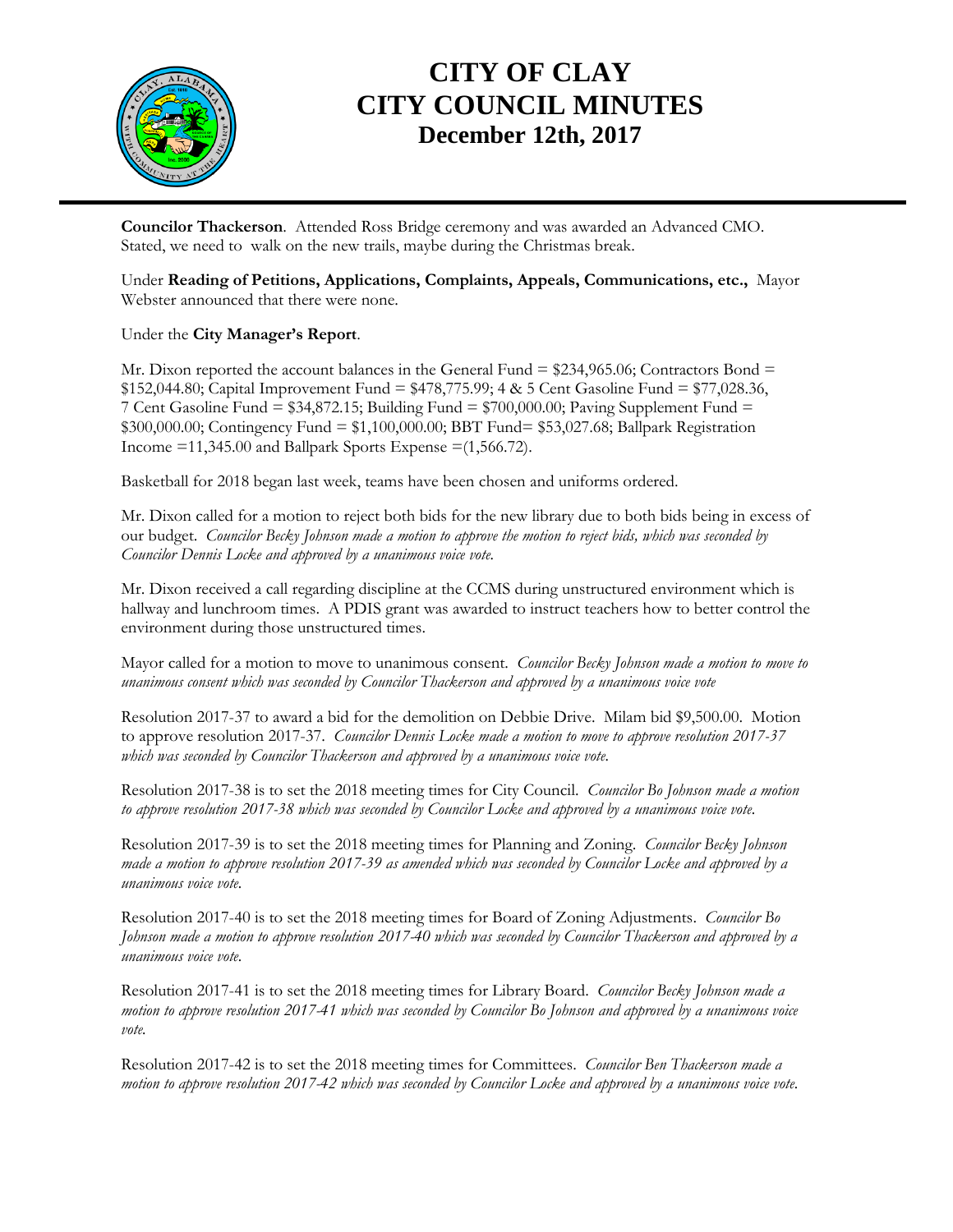# CITY OF CLAY
# CITY COUNCIL MINUTES
## December 12th, 2017

**Councilor Thackerson**. Attended Ross Bridge ceremony and was awarded an Advanced CMO. Stated, we need to walk on the new trails, maybe during the Christmas break.

Under **Reading of Petitions, Applications, Complaints, Appeals, Communications, etc.,** Mayor Webster announced that there were none.

Under the **City Manager's Report**.

Mr. Dixon reported the account balances in the General Fund = $234,965.06; Contractors Bond = $152,044.80; Capital Improvement Fund = $478,775.99; 4 & 5 Cent Gasoline Fund = $77,028.36, 7 Cent Gasoline Fund = $34,872.15; Building Fund = $700,000.00; Paving Supplement Fund = $300,000.00; Contingency Fund = $1,100,000.00; BBT Fund= $53,027.68; Ballpark Registration Income =11,345.00 and Ballpark Sports Expense =(1,566.72).

Basketball for 2018 began last week, teams have been chosen and uniforms ordered.

Mr. Dixon called for a motion to reject both bids for the new library due to both bids being in excess of our budget. *Councilor Becky Johnson made a motion to approve the motion to reject bids, which was seconded by Councilor Dennis Locke and approved by a unanimous voice vote.*

Mr. Dixon received a call regarding discipline at the CCMS during unstructured environment which is hallway and lunchroom times. A PDIS grant was awarded to instruct teachers how to better control the environment during those unstructured times.

Mayor called for a motion to move to unanimous consent. *Councilor Becky Johnson made a motion to move to unanimous consent which was seconded by Councilor Thackerson and approved by a unanimous voice vote*

Resolution 2017-37 to award a bid for the demolition on Debbie Drive. Milam bid $9,500.00. Motion to approve resolution 2017-37. *Councilor Dennis Locke made a motion to move to approve resolution 2017-37 which was seconded by Councilor Thackerson and approved by a unanimous voice vote.*

Resolution 2017-38 is to set the 2018 meeting times for City Council. *Councilor Bo Johnson made a motion to approve resolution 2017-38 which was seconded by Councilor Locke and approved by a unanimous voice vote.*

Resolution 2017-39 is to set the 2018 meeting times for Planning and Zoning. *Councilor Becky Johnson made a motion to approve resolution 2017-39 as amended which was seconded by Councilor Locke and approved by a unanimous voice vote.*

Resolution 2017-40 is to set the 2018 meeting times for Board of Zoning Adjustments. *Councilor Bo Johnson made a motion to approve resolution 2017-40 which was seconded by Councilor Thackerson and approved by a unanimous voice vote.*

Resolution 2017-41 is to set the 2018 meeting times for Library Board. *Councilor Becky Johnson made a motion to approve resolution 2017-41 which was seconded by Councilor Bo Johnson and approved by a unanimous voice vote.*

Resolution 2017-42 is to set the 2018 meeting times for Committees. *Councilor Ben Thackerson made a motion to approve resolution 2017-42 which was seconded by Councilor Locke and approved by a unanimous voice vote.*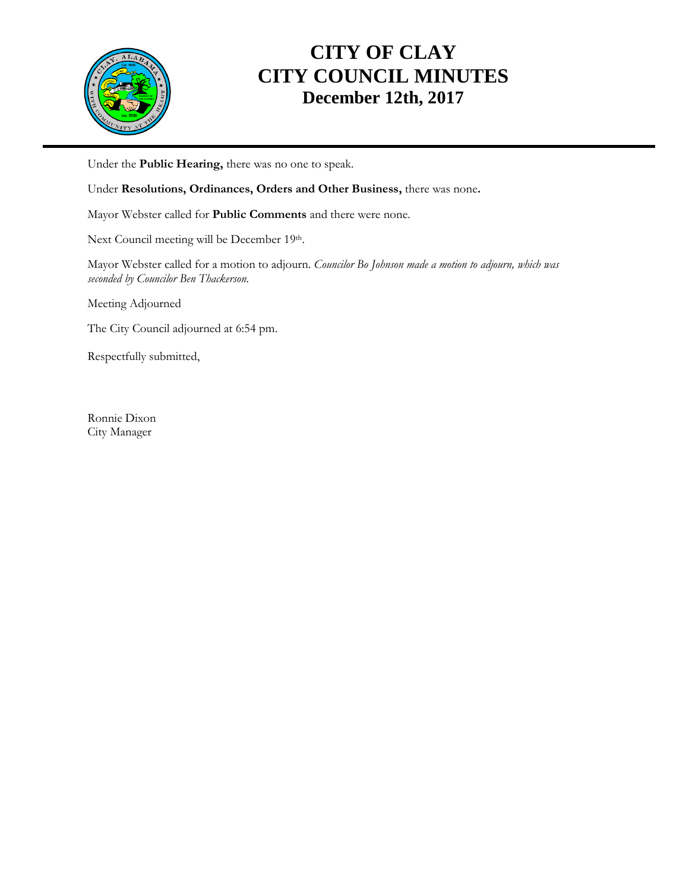# CITY OF CLAY
# CITY COUNCIL MINUTES
## December 12th, 2017

Under the **Public Hearing,** there was no one to speak.

Under **Resolutions, Ordinances, Orders and Other Business,** there was none**.**

Mayor Webster called for **Public Comments** and there were none.

Next Council meeting will be December 19th.

Mayor Webster called for a motion to adjourn. *Councilor Bo Johnson made a motion to adjourn, which was seconded by Councilor Ben Thackerson.*

Meeting Adjourned

The City Council adjourned at 6:54 pm.

Respectfully submitted,

Ronnie Dixon
City Manager